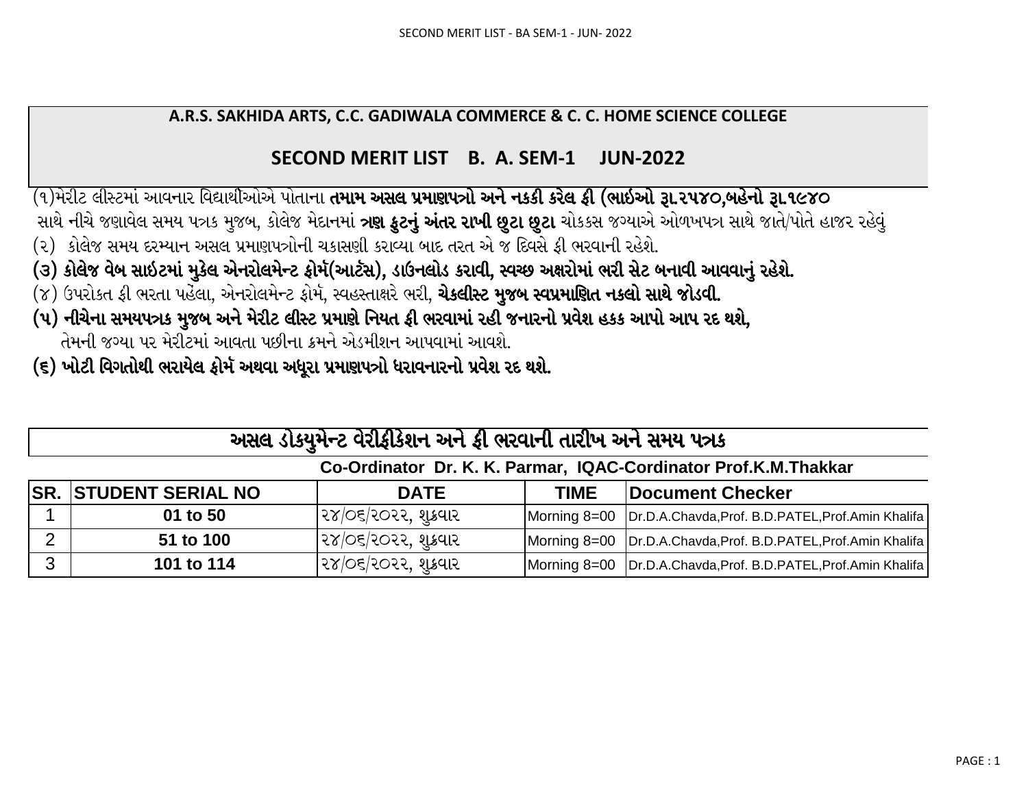## A.R.S. SAKHIDA ARTS, C.C. GADIWALA COMMERCE & C. C. HOME SCIENCE COLLEGE

## SECOND MERIT LIST B. A. SEM-1 JUN-2022

(૧)મેરીટ લીસ્ટમાં આવનાર વિદ્યાર્થીઓએ પોતાના **તમામ અસલ પ્રમાણપત્રો અને નકકી કરેલ ફી (ભાઇઓ રૂા.૨૫૪૦,બહેનો રૂા.૧૯૪૦** સાથે નીચે જણાવેલ સમય પત્રક મુજબ, કોલેજ મેદાનમાં **ત્રણ ફુટનું અંતર રાખી છુટા છુટા** ચોકકસ જગ્યાએ ઓળખપત્ર સાથે જાતે/પોતે હાજર રહેવું

(૨) કોલેજ સમય દરમ્યાન અસલ પ્રમાણપત્રોની ચકાસણી કરાવ્યા બાદ તરત એ જ દિવસે ફી ભરવાની રહેશે.

**(૩) કોલેજ વેબ સાઇટમાં મુકેલ એનરોલમેન્ટ ફોર્મ(આર્ટસ), ડાઉનલોડ કરાવી, સ્વચ્છ અક્ષરોમાં ભરી સેટ બનાવી આવવાનું રહેશે.**

(૪) ઉપરોકત ફી ભરતા પહેલા, એનરોલમેન્ટ ફોર્મ, સ્વહસ્તાક્ષરે ભરી, **ચેકલીસ્ટ મુજબ સ્વપ્રમાણિત નકલો સાથે જોડવી.**

**(૫) નીચેના સમયપત્રક મુજબ અને મેરીટ લીસ્ટ પ્રમાણે નિયત ફી ભરવામાં રહી જનારનો પ્રવેશ હકક આપો આપ રદ થશે,**
તેમની જગ્યા પર મેરીટમાં આવતા પછીના ક્રમને એડમીશન આપવામાં આવશે.

**(૬) ખોટી વિગતોથી ભરાયેલ ફોર્મ અથવા અધૂરા પ્રમાણપત્રો ધરાવનારનો પ્રવેશ રદ થશે.**

### અસલ ડોકયુમેન્ટ વેરીફીકેશન અને ફી ભરવાની તારીખ અને સમય પત્રક

**Co-Ordinator Dr. K. K. Parmar, IQAC-Cordinator Prof.K.M.Thakkar**

| SR. | STUDENT SERIAL NO | DATE | TIME | Document Checker |
|---|---|---|---|---|
| 1 | 01 to 50 | ૨૪/૦૬/૨૦૨૨, શુક્રવાર | Morning 8=00 | Dr.D.A.Chavda,Prof. B.D.PATEL,Prof.Amin Khalifa |
| 2 | 51 to 100 | ૨૪/૦૬/૨૦૨૨, શુક્રવાર | Morning 8=00 | Dr.D.A.Chavda,Prof. B.D.PATEL,Prof.Amin Khalifa |
| 3 | 101 to 114 | ૨૪/૦૬/૨૦૨૨, શુક્રવાર | Morning 8=00 | Dr.D.A.Chavda,Prof. B.D.PATEL,Prof.Amin Khalifa |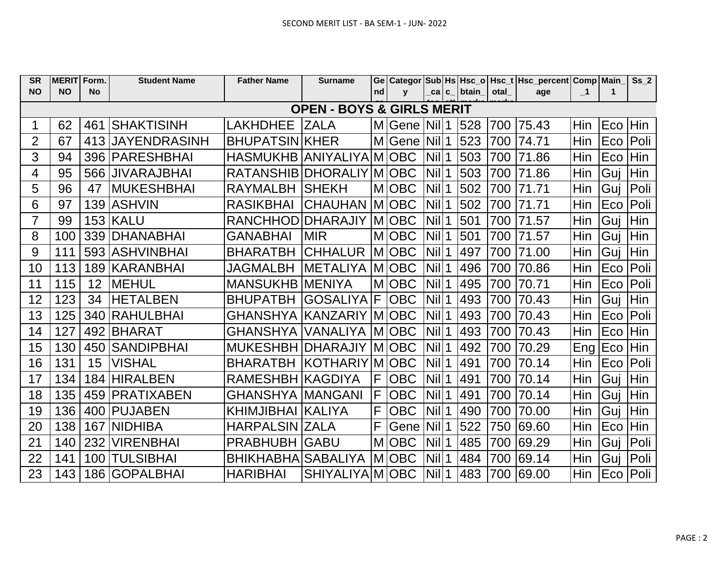SECOND MERIT LIST - BA SEM-1 - JUN- 2022

| SR NO | MERIT NO | Form. No | Student Name | Father Name | Surname | Gender | Category | Sub_category | Hsc_att | Hsc_obtain_marks | Hsc_total_marks | Hsc_percentage | Comp_1 | Main_1 | Ss_2 |
|---|---|---|---|---|---|---|---|---|---|---|---|---|---|---|---|
| **OPEN - BOYS & GIRLS MERIT** | | | | | | | | | | | | | | | |
| 1 | 62 | 461 | SHAKTISINH | LAKHDHEE | ZALA | M | Gene | Nil | 1 | 528 | 700 | 75.43 | Hin | Eco | Hin |
| 2 | 67 | 413 | JAYENDRASINH | BHUPATSIN | KHER | M | Gene | Nil | 1 | 523 | 700 | 74.71 | Hin | Eco | Poli |
| 3 | 94 | 396 | PARESHBHAI | HASMUKHB | ANIYALIYA | M | OBC | Nil | 1 | 503 | 700 | 71.86 | Hin | Eco | Hin |
| 4 | 95 | 566 | JIVARAJBHAI | RATANSHIB | DHORALIY | M | OBC | Nil | 1 | 503 | 700 | 71.86 | Hin | Guj | Hin |
| 5 | 96 | 47 | MUKESHBHAI | RAYMALBH | SHEKH | M | OBC | Nil | 1 | 502 | 700 | 71.71 | Hin | Guj | Poli |
| 6 | 97 | 139 | ASHVIN | RASIKBHAI | CHAUHAN | M | OBC | Nil | 1 | 502 | 700 | 71.71 | Hin | Eco | Poli |
| 7 | 99 | 153 | KALU | RANCHHOD | DHARAJIY | M | OBC | Nil | 1 | 501 | 700 | 71.57 | Hin | Guj | Hin |
| 8 | 100 | 339 | DHANABHAI | GANABHAI | MIR | M | OBC | Nil | 1 | 501 | 700 | 71.57 | Hin | Guj | Hin |
| 9 | 111 | 593 | ASHVINBHAI | BHARATBH | CHHALUR | M | OBC | Nil | 1 | 497 | 700 | 71.00 | Hin | Guj | Hin |
| 10 | 113 | 189 | KARANBHAI | JAGMALBH | METALIYA | M | OBC | Nil | 1 | 496 | 700 | 70.86 | Hin | Eco | Poli |
| 11 | 115 | 12 | MEHUL | MANSUKHB | MENIYA | M | OBC | Nil | 1 | 495 | 700 | 70.71 | Hin | Eco | Poli |
| 12 | 123 | 34 | HETALBEN | BHUPATBH | GOSALIYA | F | OBC | Nil | 1 | 493 | 700 | 70.43 | Hin | Guj | Hin |
| 13 | 125 | 340 | RAHULBHAI | GHANSHYA | KANZARIY | M | OBC | Nil | 1 | 493 | 700 | 70.43 | Hin | Eco | Poli |
| 14 | 127 | 492 | BHARAT | GHANSHYA | VANALIYA | M | OBC | Nil | 1 | 493 | 700 | 70.43 | Hin | Eco | Hin |
| 15 | 130 | 450 | SANDIPBHAI | MUKESHBH | DHARAJIY | M | OBC | Nil | 1 | 492 | 700 | 70.29 | Eng | Eco | Hin |
| 16 | 131 | 15 | VISHAL | BHARATBH | KOTHARIY | M | OBC | Nil | 1 | 491 | 700 | 70.14 | Hin | Eco | Poli |
| 17 | 134 | 184 | HIRALBEN | RAMESHBH | KAGDIYA | F | OBC | Nil | 1 | 491 | 700 | 70.14 | Hin | Guj | Hin |
| 18 | 135 | 459 | PRATIXABEN | GHANSHYA | MANGANI | F | OBC | Nil | 1 | 491 | 700 | 70.14 | Hin | Guj | Hin |
| 19 | 136 | 400 | PUJABEN | KHIMJIBHAI | KALIYA | F | OBC | Nil | 1 | 490 | 700 | 70.00 | Hin | Guj | Hin |
| 20 | 138 | 167 | NIDHIBA | HARPALSIN | ZALA | F | Gene | Nil | 1 | 522 | 750 | 69.60 | Hin | Eco | Hin |
| 21 | 140 | 232 | VIRENBHAI | PRABHUBH | GABU | M | OBC | Nil | 1 | 485 | 700 | 69.29 | Hin | Guj | Poli |
| 22 | 141 | 100 | TULSIBHAI | BHIKHABHA | SABALIYA | M | OBC | Nil | 1 | 484 | 700 | 69.14 | Hin | Guj | Poli |
| 23 | 143 | 186 | GOPALBHAI | HARIBHAI | SHIYALIYA | M | OBC | Nil | 1 | 483 | 700 | 69.00 | Hin | Eco | Poli |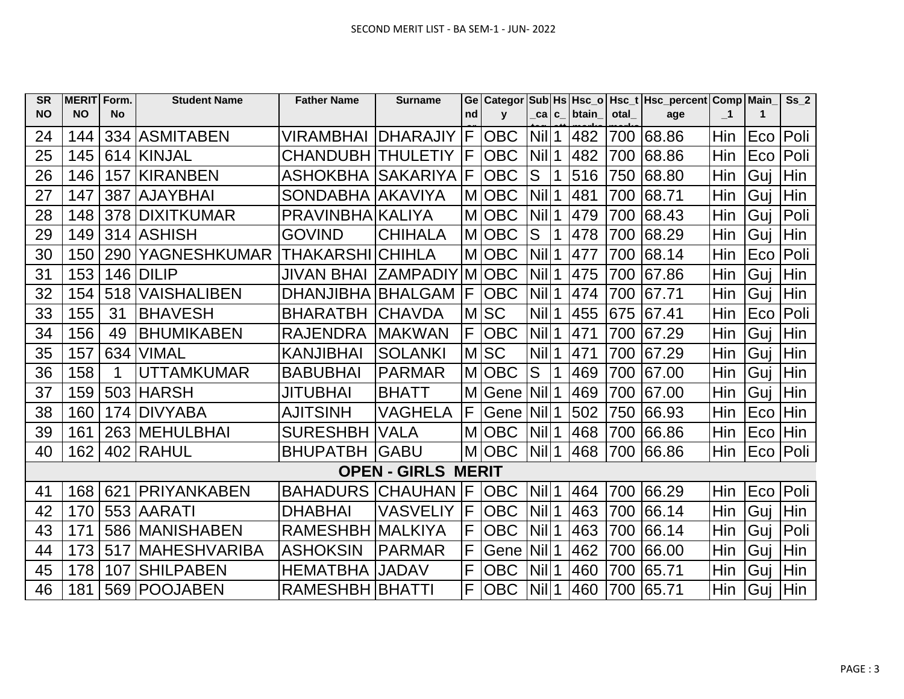SECOND MERIT LIST - BA SEM-1 - JUN- 2022

| SR NO | MERIT NO | Form. No | Student Name | Father Name | Surname | Gender | Category | Sub_categ | Hsc_att | Hsc_obtain_marks | Hsc_total_marks | Hsc_percentage | Comp_1 | Main_1 | Ss_2 |
|---|---|---|---|---|---|---|---|---|---|---|---|---|---|---|---|
| 24 | 144 | 334 | ASMITABEN | VIRAMBHAI | DHARAJIY | F | OBC | Nil | 1 | 482 | 700 | 68.86 | Hin | Eco | Poli |
| 25 | 145 | 614 | KINJAL | CHANDUBH | THULETIY | F | OBC | Nil | 1 | 482 | 700 | 68.86 | Hin | Eco | Poli |
| 26 | 146 | 157 | KIRANBEN | ASHOKBHA | SAKARIYA | F | OBC | S | 1 | 516 | 750 | 68.80 | Hin | Guj | Hin |
| 27 | 147 | 387 | AJAYBHAI | SONDABHA | AKAVIYA | M | OBC | Nil | 1 | 481 | 700 | 68.71 | Hin | Guj | Hin |
| 28 | 148 | 378 | DIXITKUMAR | PRAVINBHA | KALIYA | M | OBC | Nil | 1 | 479 | 700 | 68.43 | Hin | Guj | Poli |
| 29 | 149 | 314 | ASHISH | GOVIND | CHIHALA | M | OBC | S | 1 | 478 | 700 | 68.29 | Hin | Guj | Hin |
| 30 | 150 | 290 | YAGNESHKUMAR | THAKARSHI | CHIHLA | M | OBC | Nil | 1 | 477 | 700 | 68.14 | Hin | Eco | Poli |
| 31 | 153 | 146 | DILIP | JIVAN BHAI | ZAMPADIY | M | OBC | Nil | 1 | 475 | 700 | 67.86 | Hin | Guj | Hin |
| 32 | 154 | 518 | VAISHALIBEN | DHANJIBHA | BHALGAM | F | OBC | Nil | 1 | 474 | 700 | 67.71 | Hin | Guj | Hin |
| 33 | 155 | 31 | BHAVESH | BHARATBH | CHAVDA | M | SC | Nil | 1 | 455 | 675 | 67.41 | Hin | Eco | Poli |
| 34 | 156 | 49 | BHUMIKABEN | RAJENDRA | MAKWAN | F | OBC | Nil | 1 | 471 | 700 | 67.29 | Hin | Guj | Hin |
| 35 | 157 | 634 | VIMAL | KANJIBHAI | SOLANKI | M | SC | Nil | 1 | 471 | 700 | 67.29 | Hin | Guj | Hin |
| 36 | 158 | 1 | UTTAMKUMAR | BABUBHAI | PARMAR | M | OBC | S | 1 | 469 | 700 | 67.00 | Hin | Guj | Hin |
| 37 | 159 | 503 | HARSH | JITUBHAI | BHATT | M | Gene | Nil | 1 | 469 | 700 | 67.00 | Hin | Guj | Hin |
| 38 | 160 | 174 | DIVYABA | AJITSINH | VAGHELA | F | Gene | Nil | 1 | 502 | 750 | 66.93 | Hin | Eco | Hin |
| 39 | 161 | 263 | MEHULBHAI | SURESHBH | VALA | M | OBC | Nil | 1 | 468 | 700 | 66.86 | Hin | Eco | Hin |
| 40 | 162 | 402 | RAHUL | BHUPATBH | GABU | M | OBC | Nil | 1 | 468 | 700 | 66.86 | Hin | Eco | Poli |
| **OPEN - GIRLS MERIT** | | | | | | | | | | | | | | | |
| 41 | 168 | 621 | PRIYANKABEN | BAHADURS | CHAUHAN | F | OBC | Nil | 1 | 464 | 700 | 66.29 | Hin | Eco | Poli |
| 42 | 170 | 553 | AARATI | DHABHAI | VASVELIY | F | OBC | Nil | 1 | 463 | 700 | 66.14 | Hin | Guj | Hin |
| 43 | 171 | 586 | MANISHABEN | RAMESHBH | MALKIYA | F | OBC | Nil | 1 | 463 | 700 | 66.14 | Hin | Guj | Poli |
| 44 | 173 | 517 | MAHESHVARIBA | ASHOKSIN | PARMAR | F | Gene | Nil | 1 | 462 | 700 | 66.00 | Hin | Guj | Hin |
| 45 | 178 | 107 | SHILPABEN | HEMATBHA | JADAV | F | OBC | Nil | 1 | 460 | 700 | 65.71 | Hin | Guj | Hin |
| 46 | 181 | 569 | POOJABEN | RAMESHBH | BHATTI | F | OBC | Nil | 1 | 460 | 700 | 65.71 | Hin | Guj | Hin |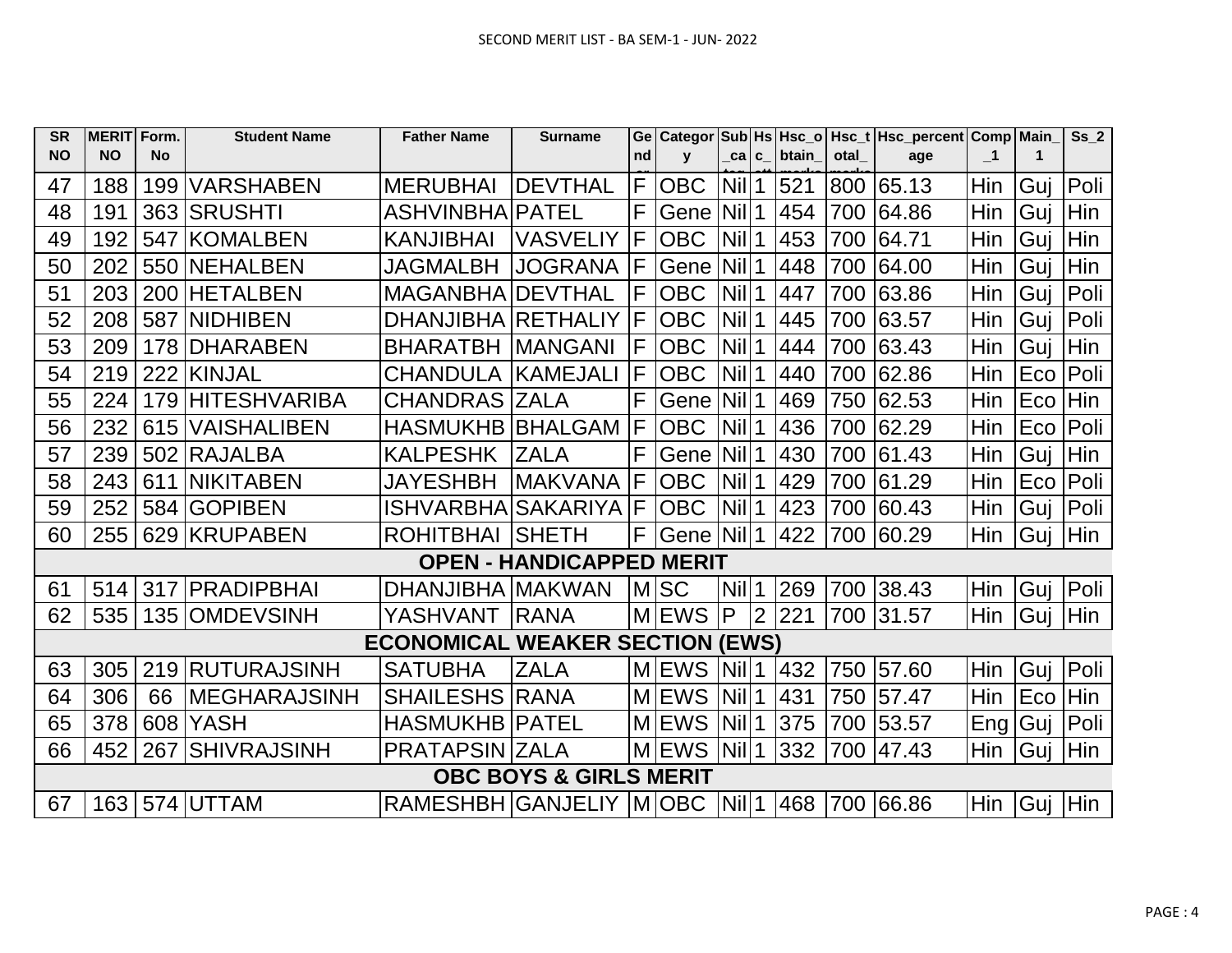SECOND MERIT LIST - BA SEM-1 - JUN- 2022

| SR NO | MERIT NO | Form. No | Student Name | Father Name | Surname | Gender | Category | Sub_categ | Hsc_att | Hsc_obtain_marks | Hsc_total_marks | Hsc_percentage | Comp_1 | Main_1 | Ss_2 |
|---|---|---|---|---|---|---|---|---|---|---|---|---|---|---|---|
| 47 | 188 | 199 | VARSHABEN | MERUBHAI | DEVTHAL | F | OBC | Nil | 1 | 521 | 800 | 65.13 | Hin | Guj | Poli |
| 48 | 191 | 363 | SRUSHTI | ASHVINBHA | PATEL | F | Gene | Nil | 1 | 454 | 700 | 64.86 | Hin | Guj | Hin |
| 49 | 192 | 547 | KOMALBEN | KANJIBHAI | VASVELIY | F | OBC | Nil | 1 | 453 | 700 | 64.71 | Hin | Guj | Hin |
| 50 | 202 | 550 | NEHALBEN | JAGMALBH | JOGRANA | F | Gene | Nil | 1 | 448 | 700 | 64.00 | Hin | Guj | Hin |
| 51 | 203 | 200 | HETALBEN | MAGANBHA | DEVTHAL | F | OBC | Nil | 1 | 447 | 700 | 63.86 | Hin | Guj | Poli |
| 52 | 208 | 587 | NIDHIBEN | DHANJIBHA | RETHALIY | F | OBC | Nil | 1 | 445 | 700 | 63.57 | Hin | Guj | Poli |
| 53 | 209 | 178 | DHARABEN | BHARATBH | MANGANI | F | OBC | Nil | 1 | 444 | 700 | 63.43 | Hin | Guj | Hin |
| 54 | 219 | 222 | KINJAL | CHANDULA | KAMEJALI | F | OBC | Nil | 1 | 440 | 700 | 62.86 | Hin | Eco | Poli |
| 55 | 224 | 179 | HITESHVARIBA | CHANDRAS | ZALA | F | Gene | Nil | 1 | 469 | 750 | 62.53 | Hin | Eco | Hin |
| 56 | 232 | 615 | VAISHALIBEN | HASMUKHB | BHALGAM | F | OBC | Nil | 1 | 436 | 700 | 62.29 | Hin | Eco | Poli |
| 57 | 239 | 502 | RAJALBA | KALPESHK | ZALA | F | Gene | Nil | 1 | 430 | 700 | 61.43 | Hin | Guj | Hin |
| 58 | 243 | 611 | NIKITABEN | JAYESHBH | MAKVANA | F | OBC | Nil | 1 | 429 | 700 | 61.29 | Hin | Eco | Poli |
| 59 | 252 | 584 | GOPIBEN | ISHVARBHA | SAKARIYA | F | OBC | Nil | 1 | 423 | 700 | 60.43 | Hin | Guj | Poli |
| 60 | 255 | 629 | KRUPABEN | ROHITBHAI | SHETH | F | Gene | Nil | 1 | 422 | 700 | 60.29 | Hin | Guj | Hin |
| **OPEN - HANDICAPPED MERIT** | | | | | | | | | | | | | | | |
| 61 | 514 | 317 | PRADIPBHAI | DHANJIBHA | MAKWAN | M | SC | Nil | 1 | 269 | 700 | 38.43 | Hin | Guj | Poli |
| 62 | 535 | 135 | OMDEVSINH | YASHVANT | RANA | M | EWS | P | 2 | 221 | 700 | 31.57 | Hin | Guj | Hin |
| **ECONOMICAL WEAKER SECTION (EWS)** | | | | | | | | | | | | | | | |
| 63 | 305 | 219 | RUTURAJSINH | SATUBHA | ZALA | M | EWS | Nil | 1 | 432 | 750 | 57.60 | Hin | Guj | Poli |
| 64 | 306 | 66 | MEGHARAJSINH | SHAILESHS | RANA | M | EWS | Nil | 1 | 431 | 750 | 57.47 | Hin | Eco | Hin |
| 65 | 378 | 608 | YASH | HASMUKHB | PATEL | M | EWS | Nil | 1 | 375 | 700 | 53.57 | Eng | Guj | Poli |
| 66 | 452 | 267 | SHIVRAJSINH | PRATAPSIN | ZALA | M | EWS | Nil | 1 | 332 | 700 | 47.43 | Hin | Guj | Hin |
| **OBC BOYS & GIRLS MERIT** | | | | | | | | | | | | | | | |
| 67 | 163 | 574 | UTTAM | RAMESHBH | GANJELIY | M | OBC | Nil | 1 | 468 | 700 | 66.86 | Hin | Guj | Hin |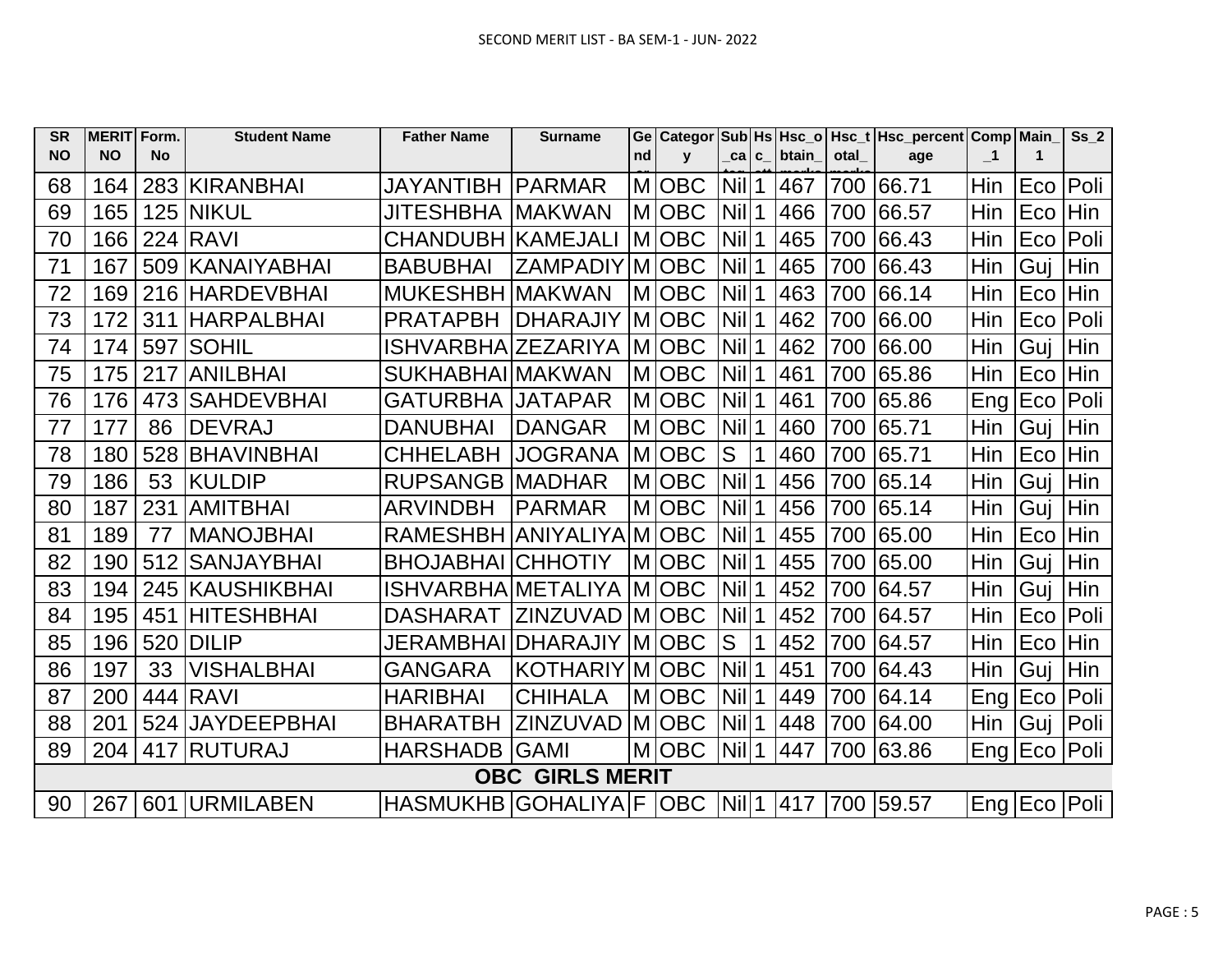SECOND MERIT LIST - BA SEM-1 - JUN- 2022

| SR NO | MERIT NO | Form. No | Student Name | Father Name | Surname | Gend er | Category | Sub_cat eg | Hsc_att | Hsc_obtain_marks | Hsc_total_marks | Hsc_percentage | Comp_1 | Main_1 | Ss_2 |
|---|---|---|---|---|---|---|---|---|---|---|---|---|---|---|---|
| 68 | 164 | 283 | KIRANBHAI | JAYANTIBH | PARMAR | M | OBC | Nil | 1 | 467 | 700 | 66.71 | Hin | Eco | Poli |
| 69 | 165 | 125 | NIKUL | JITESHBHA | MAKWAN | M | OBC | Nil | 1 | 466 | 700 | 66.57 | Hin | Eco | Hin |
| 70 | 166 | 224 | RAVI | CHANDUBH | KAMEJALI | M | OBC | Nil | 1 | 465 | 700 | 66.43 | Hin | Eco | Poli |
| 71 | 167 | 509 | KANAIYABHAI | BABUBHAI | ZAMPADIY | M | OBC | Nil | 1 | 465 | 700 | 66.43 | Hin | Guj | Hin |
| 72 | 169 | 216 | HARDEVBHAI | MUKESHBH | MAKWAN | M | OBC | Nil | 1 | 463 | 700 | 66.14 | Hin | Eco | Hin |
| 73 | 172 | 311 | HARPALBHAI | PRATAPBH | DHARAJIY | M | OBC | Nil | 1 | 462 | 700 | 66.00 | Hin | Eco | Poli |
| 74 | 174 | 597 | SOHIL | ISHVARBHA | ZEZARIYA | M | OBC | Nil | 1 | 462 | 700 | 66.00 | Hin | Guj | Hin |
| 75 | 175 | 217 | ANILBHAI | SUKHABHAI | MAKWAN | M | OBC | Nil | 1 | 461 | 700 | 65.86 | Hin | Eco | Hin |
| 76 | 176 | 473 | SAHDEVBHAI | GATURBHA | JATAPAR | M | OBC | Nil | 1 | 461 | 700 | 65.86 | Eng | Eco | Poli |
| 77 | 177 | 86 | DEVRAJ | DANUBHAI | DANGAR | M | OBC | Nil | 1 | 460 | 700 | 65.71 | Hin | Guj | Hin |
| 78 | 180 | 528 | BHAVINBHAI | CHHELABH | JOGRANA | M | OBC | S | 1 | 460 | 700 | 65.71 | Hin | Eco | Hin |
| 79 | 186 | 53 | KULDIP | RUPSANGB | MADHAR | M | OBC | Nil | 1 | 456 | 700 | 65.14 | Hin | Guj | Hin |
| 80 | 187 | 231 | AMITBHAI | ARVINDBH | PARMAR | M | OBC | Nil | 1 | 456 | 700 | 65.14 | Hin | Guj | Hin |
| 81 | 189 | 77 | MANOJBHAI | RAMESHBH | ANIYALIYA | M | OBC | Nil | 1 | 455 | 700 | 65.00 | Hin | Eco | Hin |
| 82 | 190 | 512 | SANJAYBHAI | BHOJABHAI | CHHOTIY | M | OBC | Nil | 1 | 455 | 700 | 65.00 | Hin | Guj | Hin |
| 83 | 194 | 245 | KAUSHIKBHAI | ISHVARBHA | METALIYA | M | OBC | Nil | 1 | 452 | 700 | 64.57 | Hin | Guj | Hin |
| 84 | 195 | 451 | HITESHBHAI | DASHARAT | ZINZUVAD | M | OBC | Nil | 1 | 452 | 700 | 64.57 | Hin | Eco | Poli |
| 85 | 196 | 520 | DILIP | JERAMBHAI | DHARAJIY | M | OBC | S | 1 | 452 | 700 | 64.57 | Hin | Eco | Hin |
| 86 | 197 | 33 | VISHALBHAI | GANGARA | KOTHARIY | M | OBC | Nil | 1 | 451 | 700 | 64.43 | Hin | Guj | Hin |
| 87 | 200 | 444 | RAVI | HARIBHAI | CHIHALA | M | OBC | Nil | 1 | 449 | 700 | 64.14 | Eng | Eco | Poli |
| 88 | 201 | 524 | JAYDEEPBHAI | BHARATBH | ZINZUVAD | M | OBC | Nil | 1 | 448 | 700 | 64.00 | Hin | Guj | Poli |
| 89 | 204 | 417 | RUTURAJ | HARSHADB | GAMI | M | OBC | Nil | 1 | 447 | 700 | 63.86 | Eng | Eco | Poli |
| **OBC GIRLS MERIT** | | | | | | | | | | | | | | | |
| 90 | 267 | 601 | URMILABEN | HASMUKHB | GOHALIYA | F | OBC | Nil | 1 | 417 | 700 | 59.57 | Eng | Eco | Poli |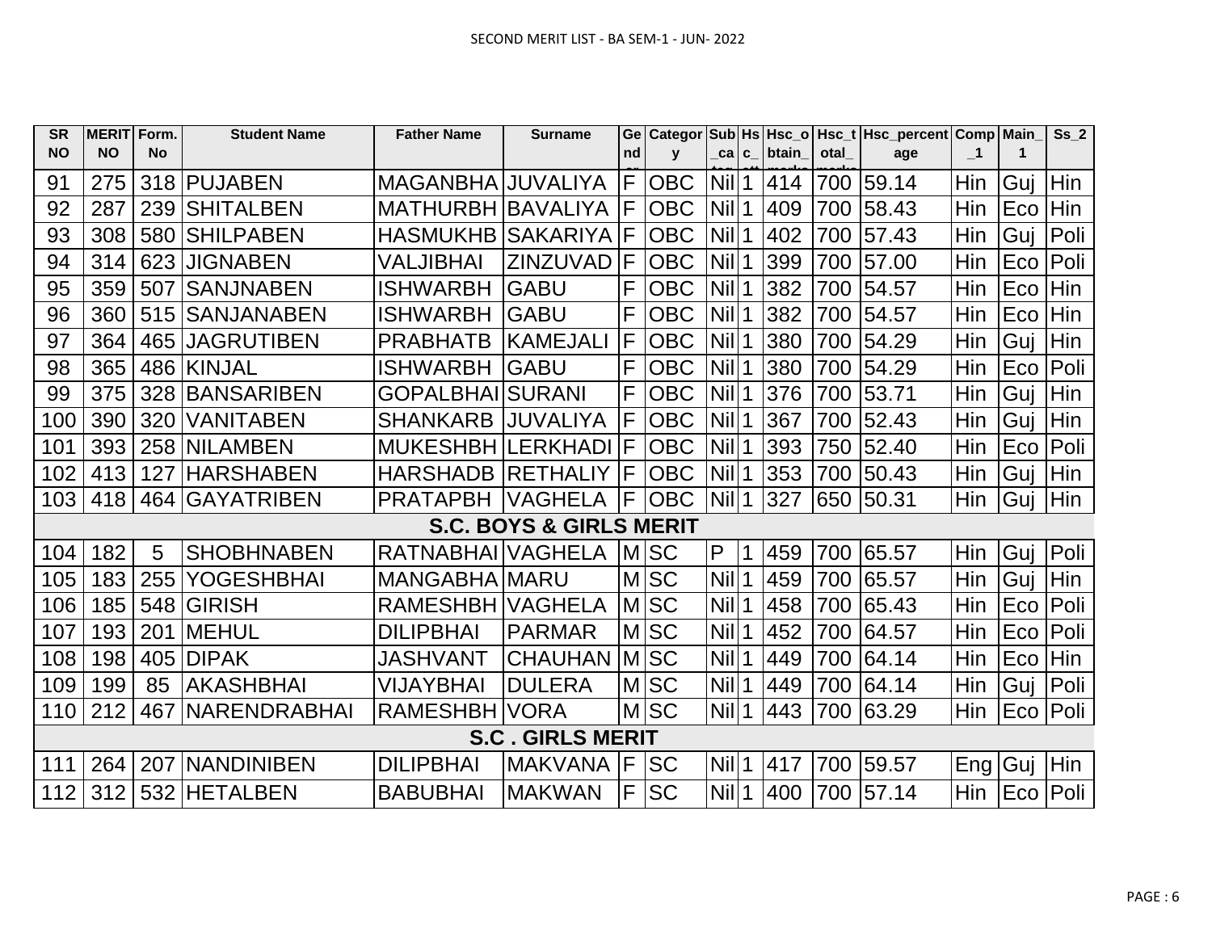SECOND MERIT LIST - BA SEM-1 - JUN- 2022

| SR NO | MERIT NO | Form. No | Student Name | Father Name | Surname | Gend er | Category | Sub_categ | Hsc_att | Hsc_obtain_marks | Hsc_total_marks | Hsc_percentage | Comp_1 | Main_1 | Ss_2 |
|---|---|---|---|---|---|---|---|---|---|---|---|---|---|---|---|
| 91 | 275 | 318 | PUJABEN | MAGANBHA | JUVALIYA | F | OBC | Nil | 1 | 414 | 700 | 59.14 | Hin | Guj | Hin |
| 92 | 287 | 239 | SHITALBEN | MATHURBH | BAVALIYA | F | OBC | Nil | 1 | 409 | 700 | 58.43 | Hin | Eco | Hin |
| 93 | 308 | 580 | SHILPABEN | HASMUKHB | SAKARIYA | F | OBC | Nil | 1 | 402 | 700 | 57.43 | Hin | Guj | Poli |
| 94 | 314 | 623 | JIGNABEN | VALJIBHAI | ZINZUVAD | F | OBC | Nil | 1 | 399 | 700 | 57.00 | Hin | Eco | Poli |
| 95 | 359 | 507 | SANJNABEN | ISHWARBH | GABU | F | OBC | Nil | 1 | 382 | 700 | 54.57 | Hin | Eco | Hin |
| 96 | 360 | 515 | SANJANABEN | ISHWARBH | GABU | F | OBC | Nil | 1 | 382 | 700 | 54.57 | Hin | Eco | Hin |
| 97 | 364 | 465 | JAGRUTIBEN | PRABHATB | KAMEJALI | F | OBC | Nil | 1 | 380 | 700 | 54.29 | Hin | Guj | Hin |
| 98 | 365 | 486 | KINJAL | ISHWARBH | GABU | F | OBC | Nil | 1 | 380 | 700 | 54.29 | Hin | Eco | Poli |
| 99 | 375 | 328 | BANSARIBEN | GOPALBHAI | SURANI | F | OBC | Nil | 1 | 376 | 700 | 53.71 | Hin | Guj | Hin |
| 100 | 390 | 320 | VANITABEN | SHANKARB | JUVALIYA | F | OBC | Nil | 1 | 367 | 700 | 52.43 | Hin | Guj | Hin |
| 101 | 393 | 258 | NILAMBEN | MUKESHBH | LERKHADI | F | OBC | Nil | 1 | 393 | 750 | 52.40 | Hin | Eco | Poli |
| 102 | 413 | 127 | HARSHABEN | HARSHADB | RETHALIY | F | OBC | Nil | 1 | 353 | 700 | 50.43 | Hin | Guj | Hin |
| 103 | 418 | 464 | GAYATRIBEN | PRATAPBH | VAGHELA | F | OBC | Nil | 1 | 327 | 650 | 50.31 | Hin | Guj | Hin |
| **S.C. BOYS & GIRLS MERIT** | | | | | | | | | | | | | | | |
| 104 | 182 | 5 | SHOBHNABEN | RATNABHAI | VAGHELA | M | SC | P | 1 | 459 | 700 | 65.57 | Hin | Guj | Poli |
| 105 | 183 | 255 | YOGESHBHAI | MANGABHA | MARU | M | SC | Nil | 1 | 459 | 700 | 65.57 | Hin | Guj | Hin |
| 106 | 185 | 548 | GIRISH | RAMESHBH | VAGHELA | M | SC | Nil | 1 | 458 | 700 | 65.43 | Hin | Eco | Poli |
| 107 | 193 | 201 | MEHUL | DILIPBHAI | PARMAR | M | SC | Nil | 1 | 452 | 700 | 64.57 | Hin | Eco | Poli |
| 108 | 198 | 405 | DIPAK | JASHVANT | CHAUHAN | M | SC | Nil | 1 | 449 | 700 | 64.14 | Hin | Eco | Hin |
| 109 | 199 | 85 | AKASHBHAI | VIJAYBHAI | DULERA | M | SC | Nil | 1 | 449 | 700 | 64.14 | Hin | Guj | Poli |
| 110 | 212 | 467 | NARENDRABHAI | RAMESHBH | VORA | M | SC | Nil | 1 | 443 | 700 | 63.29 | Hin | Eco | Poli |
| **S.C . GIRLS MERIT** | | | | | | | | | | | | | | | |
| 111 | 264 | 207 | NANDINIBEN | DILIPBHAI | MAKVANA | F | SC | Nil | 1 | 417 | 700 | 59.57 | Eng | Guj | Hin |
| 112 | 312 | 532 | HETALBEN | BABUBHAI | MAKWAN | F | SC | Nil | 1 | 400 | 700 | 57.14 | Hin | Eco | Poli |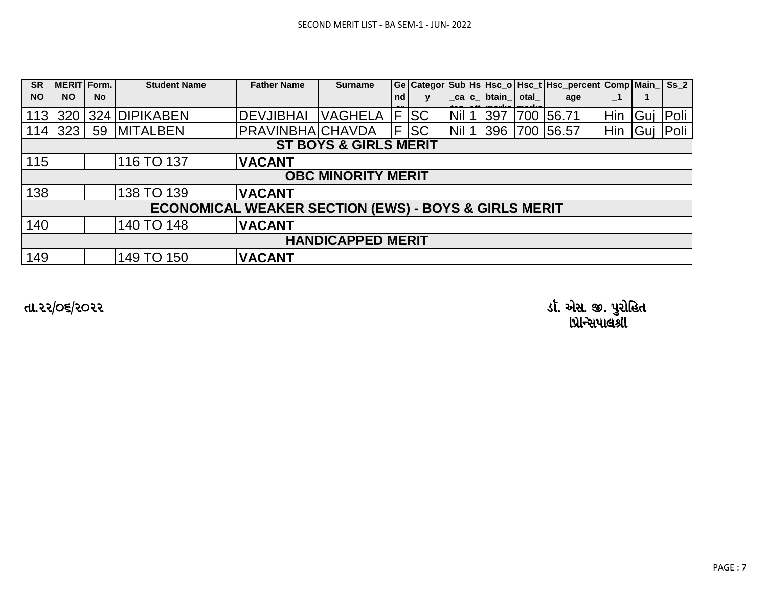SECOND MERIT LIST - BA SEM-1 - JUN- 2022

| SR NO | MERIT NO | Form. No | Student Name | Father Name | Surname | Gender | Category | Sub_category | Hsc_att | Hsc_obtain_marks | Hsc_total_marks | Hsc_percentage | Comp_1 | Main_1 | Ss_2 |
|---|---|---|---|---|---|---|---|---|---|---|---|---|---|---|---|
| 113 | 320 | 324 | DIPIKABEN | DEVJIBHAI | VAGHELA | F | SC | Nil | 1 | 397 | 700 | 56.71 | Hin | Guj | Poli |
| 114 | 323 | 59 | MITALBEN | PRAVINBHA | CHAVDA | F | SC | Nil | 1 | 396 | 700 | 56.57 | Hin | Guj | Poli |
| **ST BOYS & GIRLS MERIT** | | | | | | | | | | | | | | | |
| 115 | | | 116 TO 137 | **VACANT** | | | | | | | | | | | |
| **OBC MINORITY MERIT** | | | | | | | | | | | | | | | |
| 138 | | | 138 TO 139 | **VACANT** | | | | | | | | | | | |
| **ECONOMICAL WEAKER SECTION (EWS) - BOYS & GIRLS MERIT** | | | | | | | | | | | | | | | |
| 140 | | | 140 TO 148 | **VACANT** | | | | | | | | | | | |
| **HANDICAPPED MERIT** | | | | | | | | | | | | | | | |
| 149 | | | 149 TO 150 | **VACANT** | | | | | | | | | | | |

તા.૨૨/૦૬/૨૦૨૨

ડૉ. એસ. જી. પુરોહિત
પ્રિન્સિપાલશ્રી